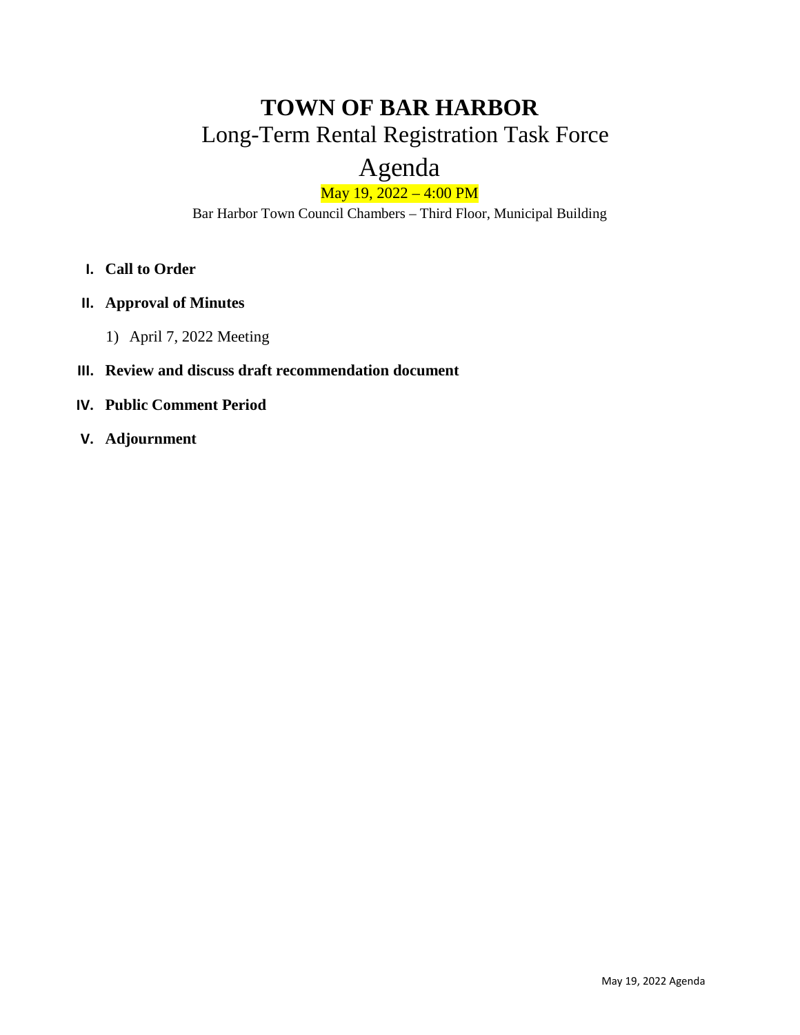# TOWN OF BAR HARBOR

## Long-Term Rental Registration Task Force

## Agenda

May 19, 2022 – 4:00 PM

Bar Harbor Town Council Chambers – Third Floor, Municipal Building

I. **Call to Order**

II. **Approval of Minutes**

   1) April 7, 2022 Meeting

III. **Review and discuss draft recommendation document**

IV. **Public Comment Period**

V. **Adjournment**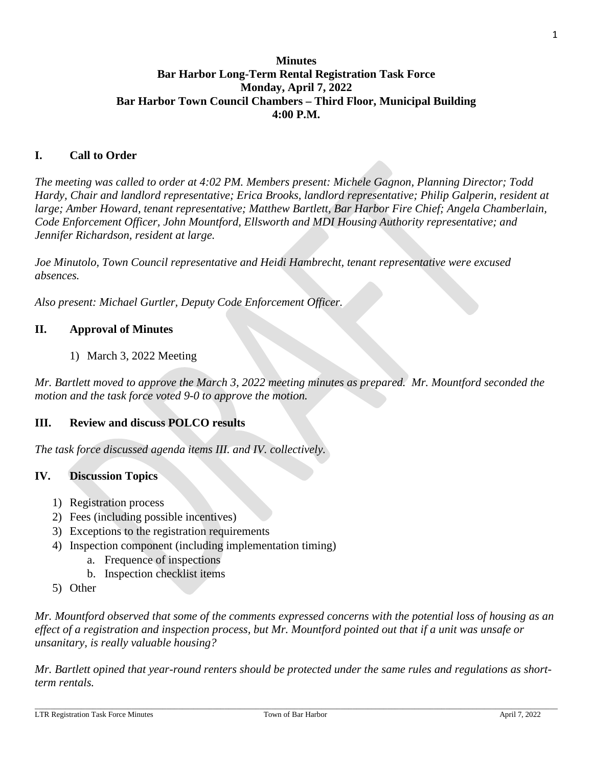# Minutes
## Bar Harbor Long-Term Rental Registration Task Force
## Monday, April 7, 2022
## Bar Harbor Town Council Chambers – Third Floor, Municipal Building
## 4:00 P.M.

### I. Call to Order

*The meeting was called to order at 4:02 PM. Members present: Michele Gagnon, Planning Director; Todd Hardy, Chair and landlord representative; Erica Brooks, landlord representative; Philip Galperin, resident at large; Amber Howard, tenant representative; Matthew Bartlett, Bar Harbor Fire Chief; Angela Chamberlain, Code Enforcement Officer, John Mountford, Ellsworth and MDI Housing Authority representative; and Jennifer Richardson, resident at large.*

*Joe Minutolo, Town Council representative and Heidi Hambrecht, tenant representative were excused absences.*

*Also present: Michael Gurtler, Deputy Code Enforcement Officer.*

### II. Approval of Minutes

1) March 3, 2022 Meeting

*Mr. Bartlett moved to approve the March 3, 2022 meeting minutes as prepared. Mr. Mountford seconded the motion and the task force voted 9-0 to approve the motion.*

### III. Review and discuss POLCO results

*The task force discussed agenda items III. and IV. collectively.*

### IV. Discussion Topics

1) Registration process
2) Fees (including possible incentives)
3) Exceptions to the registration requirements
4) Inspection component (including implementation timing)
   a. Frequence of inspections
   b. Inspection checklist items
5) Other

*Mr. Mountford observed that some of the comments expressed concerns with the potential loss of housing as an effect of a registration and inspection process, but Mr. Mountford pointed out that if a unit was unsafe or unsanitary, is really valuable housing?*

*Mr. Bartlett opined that year-round renters should be protected under the same rules and regulations as short-term rentals.*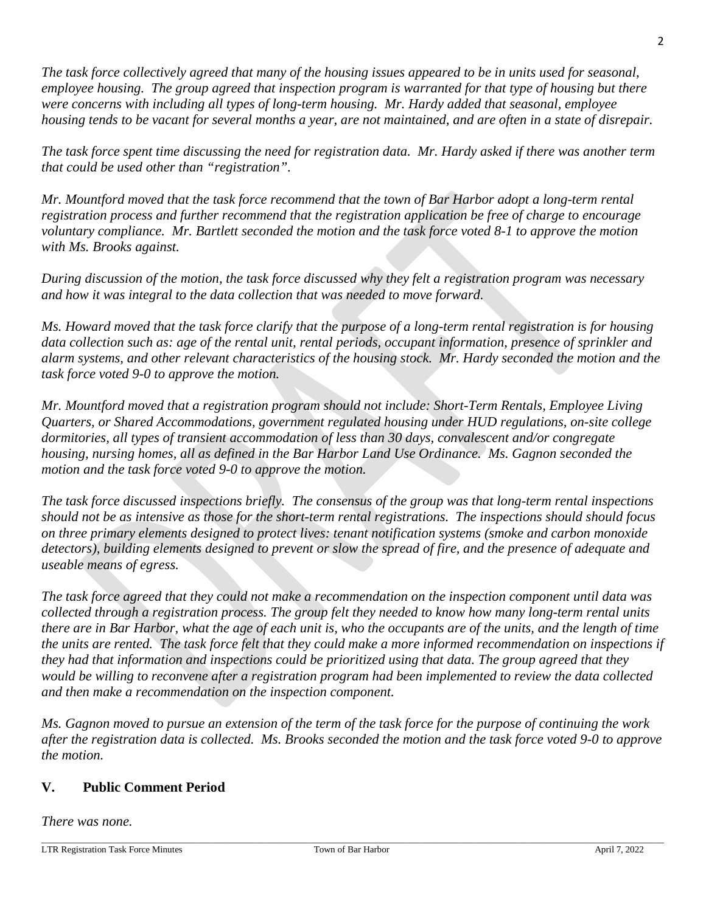*The task force collectively agreed that many of the housing issues appeared to be in units used for seasonal, employee housing. The group agreed that inspection program is warranted for that type of housing but there were concerns with including all types of long-term housing. Mr. Hardy added that seasonal, employee housing tends to be vacant for several months a year, are not maintained, and are often in a state of disrepair.*

*The task force spent time discussing the need for registration data. Mr. Hardy asked if there was another term that could be used other than "registration".*

*Mr. Mountford moved that the task force recommend that the town of Bar Harbor adopt a long-term rental registration process and further recommend that the registration application be free of charge to encourage voluntary compliance. Mr. Bartlett seconded the motion and the task force voted 8-1 to approve the motion with Ms. Brooks against.*

*During discussion of the motion, the task force discussed why they felt a registration program was necessary and how it was integral to the data collection that was needed to move forward.*

*Ms. Howard moved that the task force clarify that the purpose of a long-term rental registration is for housing data collection such as: age of the rental unit, rental periods, occupant information, presence of sprinkler and alarm systems, and other relevant characteristics of the housing stock. Mr. Hardy seconded the motion and the task force voted 9-0 to approve the motion.*

*Mr. Mountford moved that a registration program should not include: Short-Term Rentals, Employee Living Quarters, or Shared Accommodations, government regulated housing under HUD regulations, on-site college dormitories, all types of transient accommodation of less than 30 days, convalescent and/or congregate housing, nursing homes, all as defined in the Bar Harbor Land Use Ordinance. Ms. Gagnon seconded the motion and the task force voted 9-0 to approve the motion.*

*The task force discussed inspections briefly. The consensus of the group was that long-term rental inspections should not be as intensive as those for the short-term rental registrations. The inspections should should focus on three primary elements designed to protect lives: tenant notification systems (smoke and carbon monoxide detectors), building elements designed to prevent or slow the spread of fire, and the presence of adequate and useable means of egress.*

*The task force agreed that they could not make a recommendation on the inspection component until data was collected through a registration process. The group felt they needed to know how many long-term rental units there are in Bar Harbor, what the age of each unit is, who the occupants are of the units, and the length of time the units are rented. The task force felt that they could make a more informed recommendation on inspections if they had that information and inspections could be prioritized using that data. The group agreed that they would be willing to reconvene after a registration program had been implemented to review the data collected and then make a recommendation on the inspection component.*

*Ms. Gagnon moved to pursue an extension of the term of the task force for the purpose of continuing the work after the registration data is collected. Ms. Brooks seconded the motion and the task force voted 9-0 to approve the motion.*

## V. Public Comment Period

*There was none.*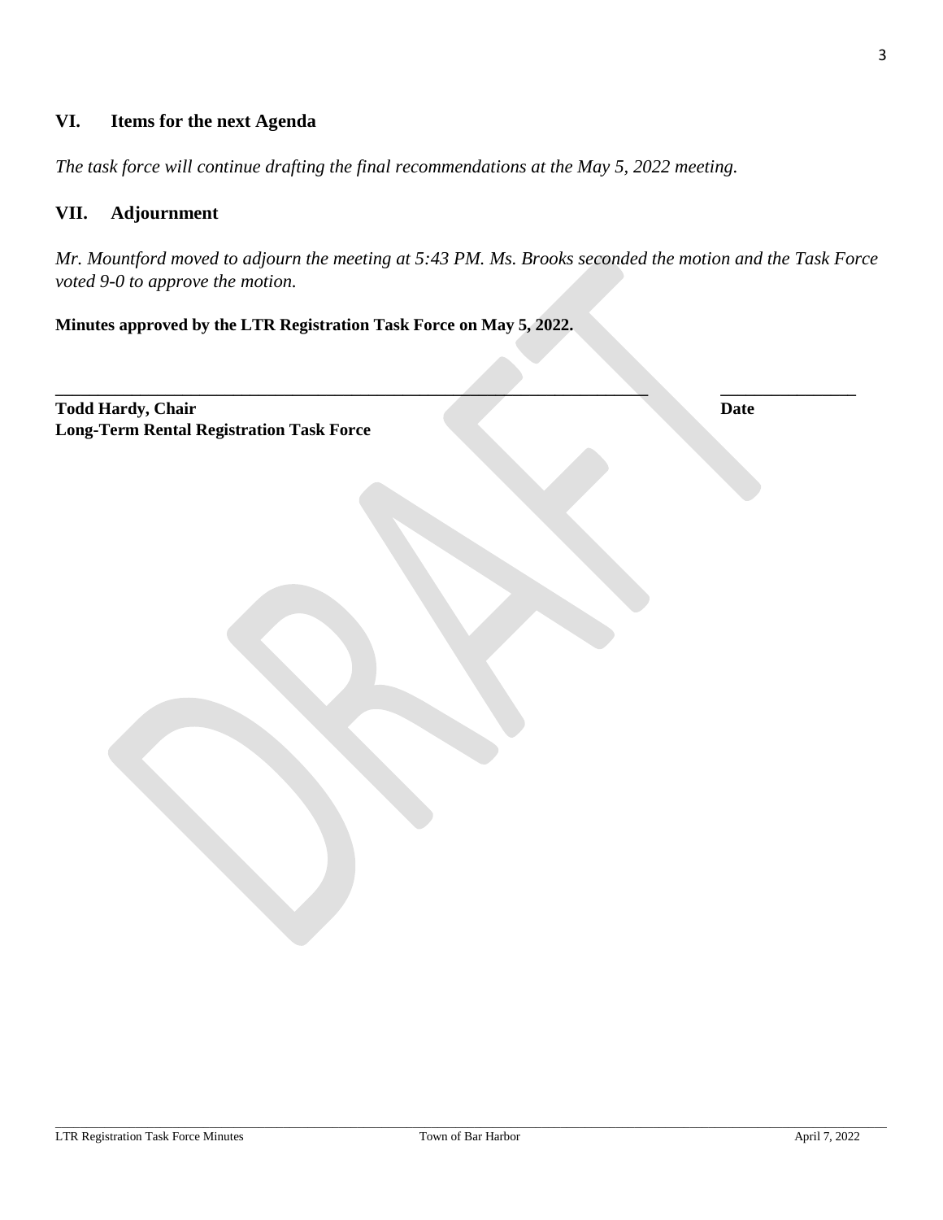## VI. Items for the next Agenda

*The task force will continue drafting the final recommendations at the May 5, 2022 meeting.*

## VII. Adjournment

*Mr. Mountford moved to adjourn the meeting at 5:43 PM. Ms. Brooks seconded the motion and the Task Force voted 9-0 to approve the motion.*

**Minutes approved by the LTR Registration Task Force on May 5, 2022.**

\_\_\_\_\_\_\_\_\_\_\_\_\_\_\_\_\_\_\_\_\_\_\_\_\_\_\_\_\_\_\_\_\_\_\_\_\_\_\_\_\_\_\_\_\_\_\_\_\_\_\_\_\_\_\_\_\_\_\_\_\_\_\_\_\_\_\_\_ \_\_\_\_\_\_\_\_\_\_\_\_\_\_\_\_

**Todd Hardy, Chair** **Date**
**Long-Term Rental Registration Task Force**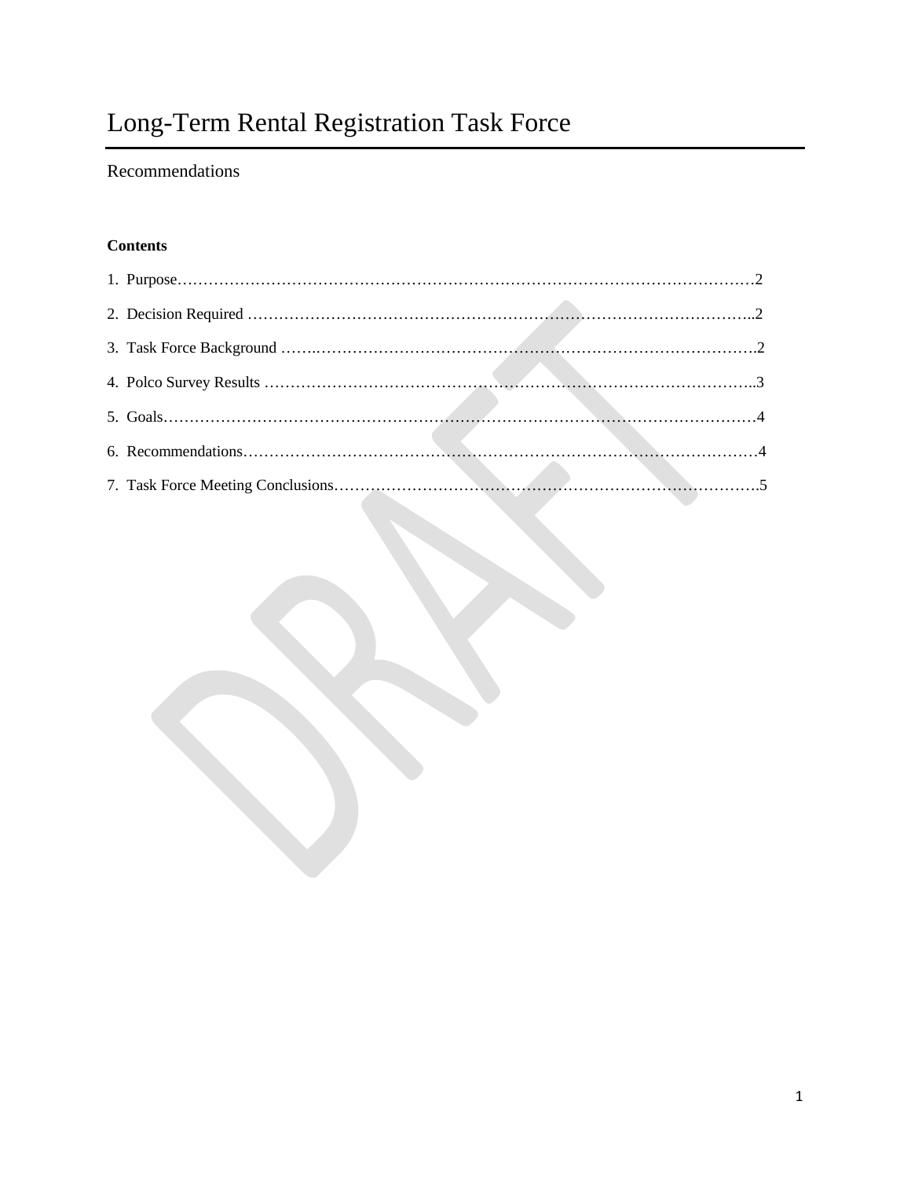# Long-Term Rental Registration Task Force

Recommendations

**Contents**

1. Purpose……………………………………………………………………………………………2
2. Decision Required ……………………………………………………………………………………..2
3. Task Force Background …….…………………………………………………………………………….2
4. Polco Survey Results ……………………………………………………………………………………..3
5. Goals………………………………………………………………………………………………4
6. Recommendations………………………………………………………………………………………4
7. Task Force Meeting Conclusions……………………………………………………………………….5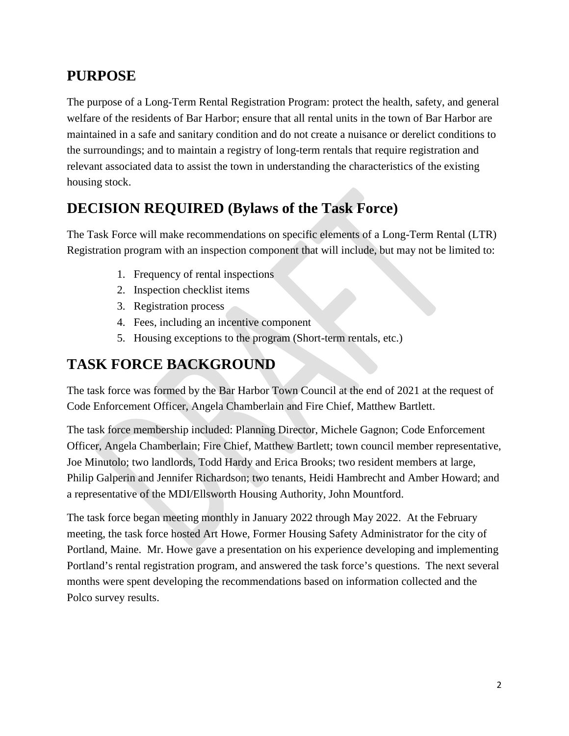## PURPOSE

The purpose of a Long-Term Rental Registration Program: protect the health, safety, and general welfare of the residents of Bar Harbor; ensure that all rental units in the town of Bar Harbor are maintained in a safe and sanitary condition and do not create a nuisance or derelict conditions to the surroundings; and to maintain a registry of long-term rentals that require registration and relevant associated data to assist the town in understanding the characteristics of the existing housing stock.

## DECISION REQUIRED (Bylaws of the Task Force)

The Task Force will make recommendations on specific elements of a Long-Term Rental (LTR) Registration program with an inspection component that will include, but may not be limited to:

1. Frequency of rental inspections
2. Inspection checklist items
3. Registration process
4. Fees, including an incentive component
5. Housing exceptions to the program (Short-term rentals, etc.)

## TASK FORCE BACKGROUND

The task force was formed by the Bar Harbor Town Council at the end of 2021 at the request of Code Enforcement Officer, Angela Chamberlain and Fire Chief, Matthew Bartlett.

The task force membership included: Planning Director, Michele Gagnon; Code Enforcement Officer, Angela Chamberlain; Fire Chief, Matthew Bartlett; town council member representative, Joe Minutolo; two landlords, Todd Hardy and Erica Brooks; two resident members at large, Philip Galperin and Jennifer Richardson; two tenants, Heidi Hambrecht and Amber Howard; and a representative of the MDI/Ellsworth Housing Authority, John Mountford.

The task force began meeting monthly in January 2022 through May 2022. At the February meeting, the task force hosted Art Howe, Former Housing Safety Administrator for the city of Portland, Maine. Mr. Howe gave a presentation on his experience developing and implementing Portland's rental registration program, and answered the task force's questions. The next several months were spent developing the recommendations based on information collected and the Polco survey results.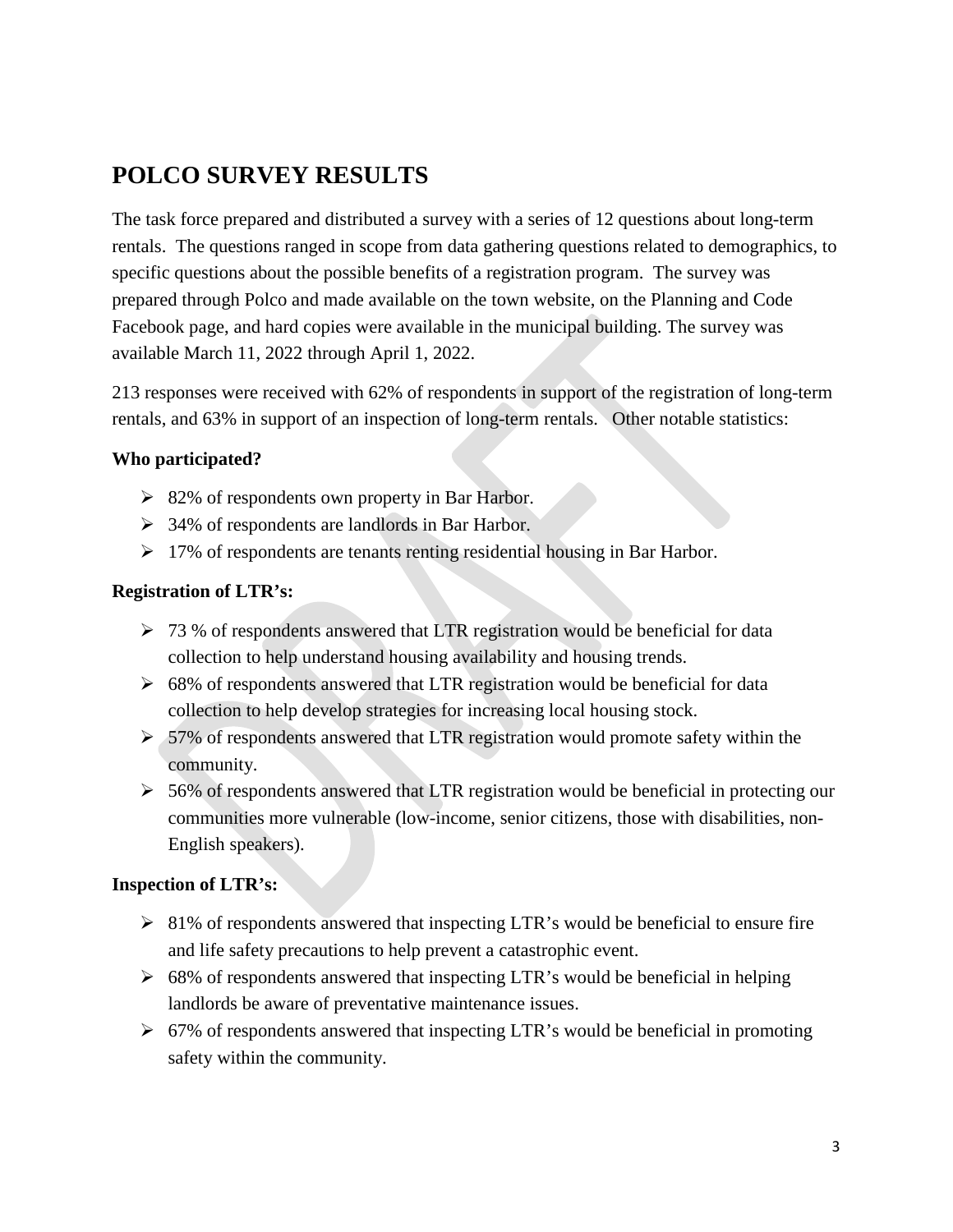## POLCO SURVEY RESULTS

The task force prepared and distributed a survey with a series of 12 questions about long-term rentals. The questions ranged in scope from data gathering questions related to demographics, to specific questions about the possible benefits of a registration program. The survey was prepared through Polco and made available on the town website, on the Planning and Code Facebook page, and hard copies were available in the municipal building. The survey was available March 11, 2022 through April 1, 2022.

213 responses were received with 62% of respondents in support of the registration of long-term rentals, and 63% in support of an inspection of long-term rentals. Other notable statistics:

**Who participated?**

- 82% of respondents own property in Bar Harbor.
- 34% of respondents are landlords in Bar Harbor.
- 17% of respondents are tenants renting residential housing in Bar Harbor.

**Registration of LTR's:**

- 73 % of respondents answered that LTR registration would be beneficial for data collection to help understand housing availability and housing trends.
- 68% of respondents answered that LTR registration would be beneficial for data collection to help develop strategies for increasing local housing stock.
- 57% of respondents answered that LTR registration would promote safety within the community.
- 56% of respondents answered that LTR registration would be beneficial in protecting our communities more vulnerable (low-income, senior citizens, those with disabilities, non-English speakers).

**Inspection of LTR's:**

- 81% of respondents answered that inspecting LTR's would be beneficial to ensure fire and life safety precautions to help prevent a catastrophic event.
- 68% of respondents answered that inspecting LTR's would be beneficial in helping landlords be aware of preventative maintenance issues.
- 67% of respondents answered that inspecting LTR's would be beneficial in promoting safety within the community.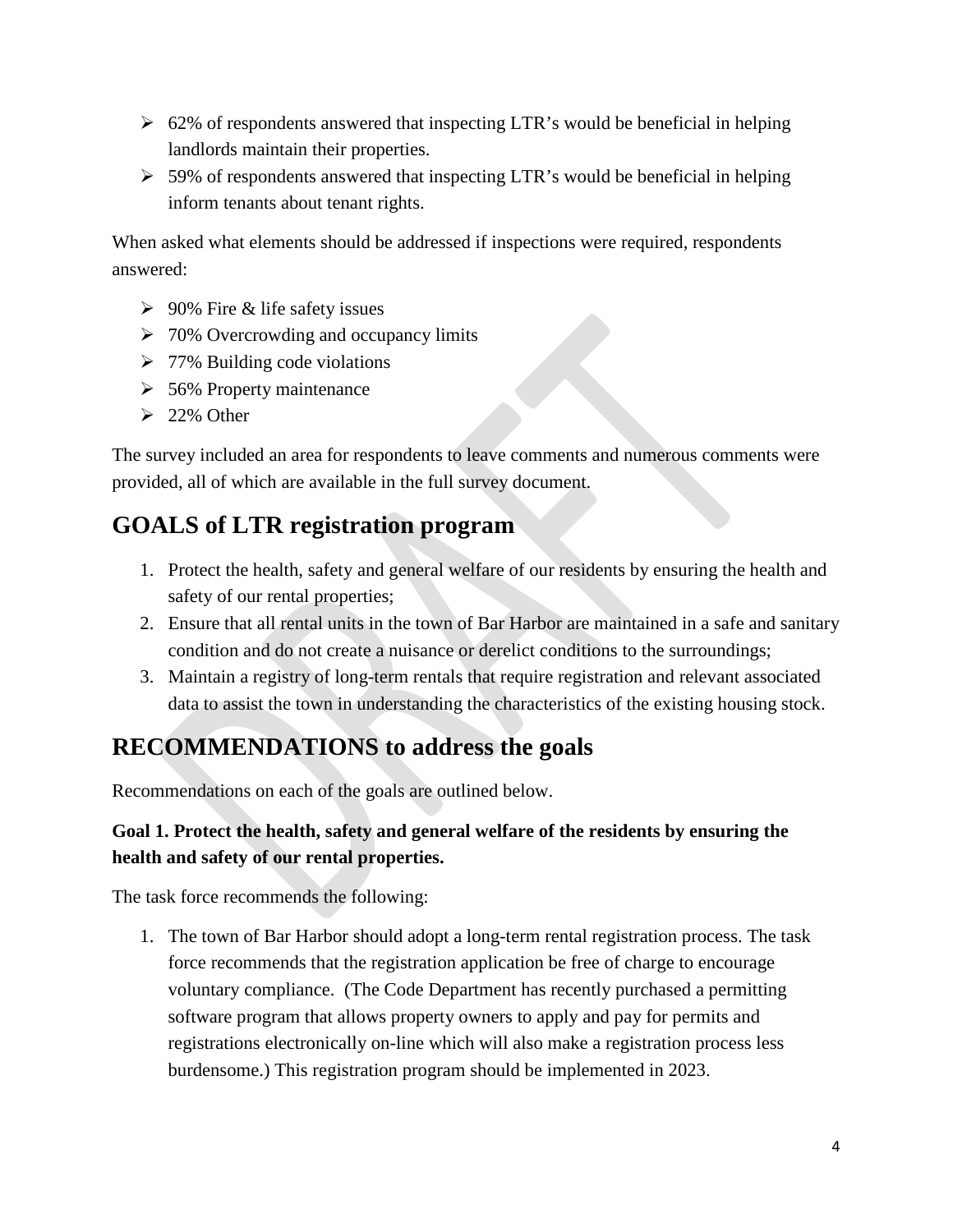- 62% of respondents answered that inspecting LTR's would be beneficial in helping landlords maintain their properties.
- 59% of respondents answered that inspecting LTR's would be beneficial in helping inform tenants about tenant rights.

When asked what elements should be addressed if inspections were required, respondents answered:

- 90% Fire & life safety issues
- 70% Overcrowding and occupancy limits
- 77% Building code violations
- 56% Property maintenance
- 22% Other

The survey included an area for respondents to leave comments and numerous comments were provided, all of which are available in the full survey document.

# GOALS of LTR registration program

1. Protect the health, safety and general welfare of our residents by ensuring the health and safety of our rental properties;
2. Ensure that all rental units in the town of Bar Harbor are maintained in a safe and sanitary condition and do not create a nuisance or derelict conditions to the surroundings;
3. Maintain a registry of long-term rentals that require registration and relevant associated data to assist the town in understanding the characteristics of the existing housing stock.

# RECOMMENDATIONS to address the goals

Recommendations on each of the goals are outlined below.

**Goal 1. Protect the health, safety and general welfare of the residents by ensuring the health and safety of our rental properties.**

The task force recommends the following:

1. The town of Bar Harbor should adopt a long-term rental registration process. The task force recommends that the registration application be free of charge to encourage voluntary compliance. (The Code Department has recently purchased a permitting software program that allows property owners to apply and pay for permits and registrations electronically on-line which will also make a registration process less burdensome.) This registration program should be implemented in 2023.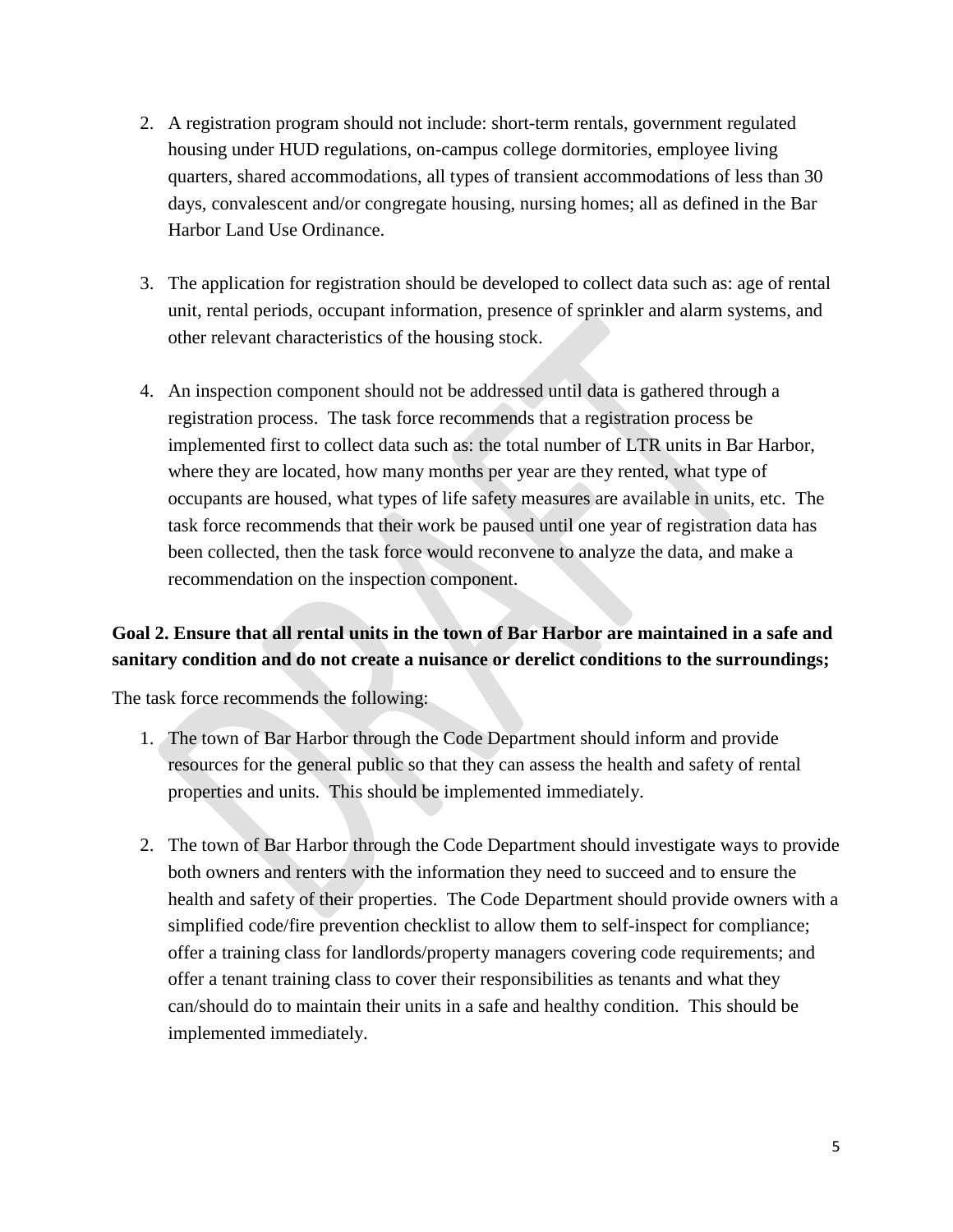2. A registration program should not include: short-term rentals, government regulated housing under HUD regulations, on-campus college dormitories, employee living quarters, shared accommodations, all types of transient accommodations of less than 30 days, convalescent and/or congregate housing, nursing homes; all as defined in the Bar Harbor Land Use Ordinance.

3. The application for registration should be developed to collect data such as: age of rental unit, rental periods, occupant information, presence of sprinkler and alarm systems, and other relevant characteristics of the housing stock.

4. An inspection component should not be addressed until data is gathered through a registration process. The task force recommends that a registration process be implemented first to collect data such as: the total number of LTR units in Bar Harbor, where they are located, how many months per year are they rented, what type of occupants are housed, what types of life safety measures are available in units, etc. The task force recommends that their work be paused until one year of registration data has been collected, then the task force would reconvene to analyze the data, and make a recommendation on the inspection component.

**Goal 2. Ensure that all rental units in the town of Bar Harbor are maintained in a safe and sanitary condition and do not create a nuisance or derelict conditions to the surroundings;**

The task force recommends the following:

1. The town of Bar Harbor through the Code Department should inform and provide resources for the general public so that they can assess the health and safety of rental properties and units. This should be implemented immediately.

2. The town of Bar Harbor through the Code Department should investigate ways to provide both owners and renters with the information they need to succeed and to ensure the health and safety of their properties. The Code Department should provide owners with a simplified code/fire prevention checklist to allow them to self-inspect for compliance; offer a training class for landlords/property managers covering code requirements; and offer a tenant training class to cover their responsibilities as tenants and what they can/should do to maintain their units in a safe and healthy condition. This should be implemented immediately.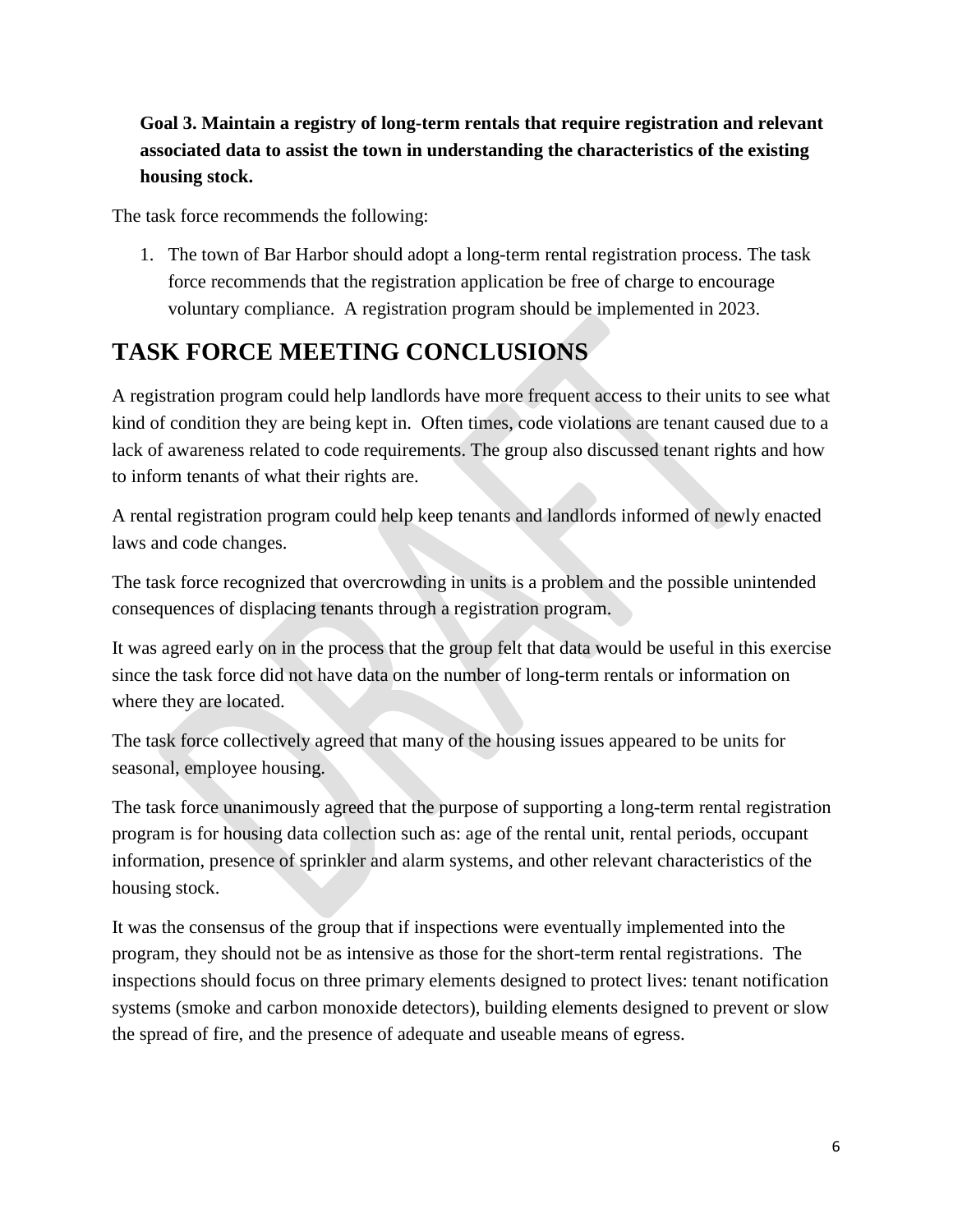**Goal 3. Maintain a registry of long-term rentals that require registration and relevant associated data to assist the town in understanding the characteristics of the existing housing stock.**

The task force recommends the following:

1. The town of Bar Harbor should adopt a long-term rental registration process. The task force recommends that the registration application be free of charge to encourage voluntary compliance. A registration program should be implemented in 2023.

# TASK FORCE MEETING CONCLUSIONS

A registration program could help landlords have more frequent access to their units to see what kind of condition they are being kept in. Often times, code violations are tenant caused due to a lack of awareness related to code requirements. The group also discussed tenant rights and how to inform tenants of what their rights are.

A rental registration program could help keep tenants and landlords informed of newly enacted laws and code changes.

The task force recognized that overcrowding in units is a problem and the possible unintended consequences of displacing tenants through a registration program.

It was agreed early on in the process that the group felt that data would be useful in this exercise since the task force did not have data on the number of long-term rentals or information on where they are located.

The task force collectively agreed that many of the housing issues appeared to be units for seasonal, employee housing.

The task force unanimously agreed that the purpose of supporting a long-term rental registration program is for housing data collection such as: age of the rental unit, rental periods, occupant information, presence of sprinkler and alarm systems, and other relevant characteristics of the housing stock.

It was the consensus of the group that if inspections were eventually implemented into the program, they should not be as intensive as those for the short-term rental registrations. The inspections should focus on three primary elements designed to protect lives: tenant notification systems (smoke and carbon monoxide detectors), building elements designed to prevent or slow the spread of fire, and the presence of adequate and useable means of egress.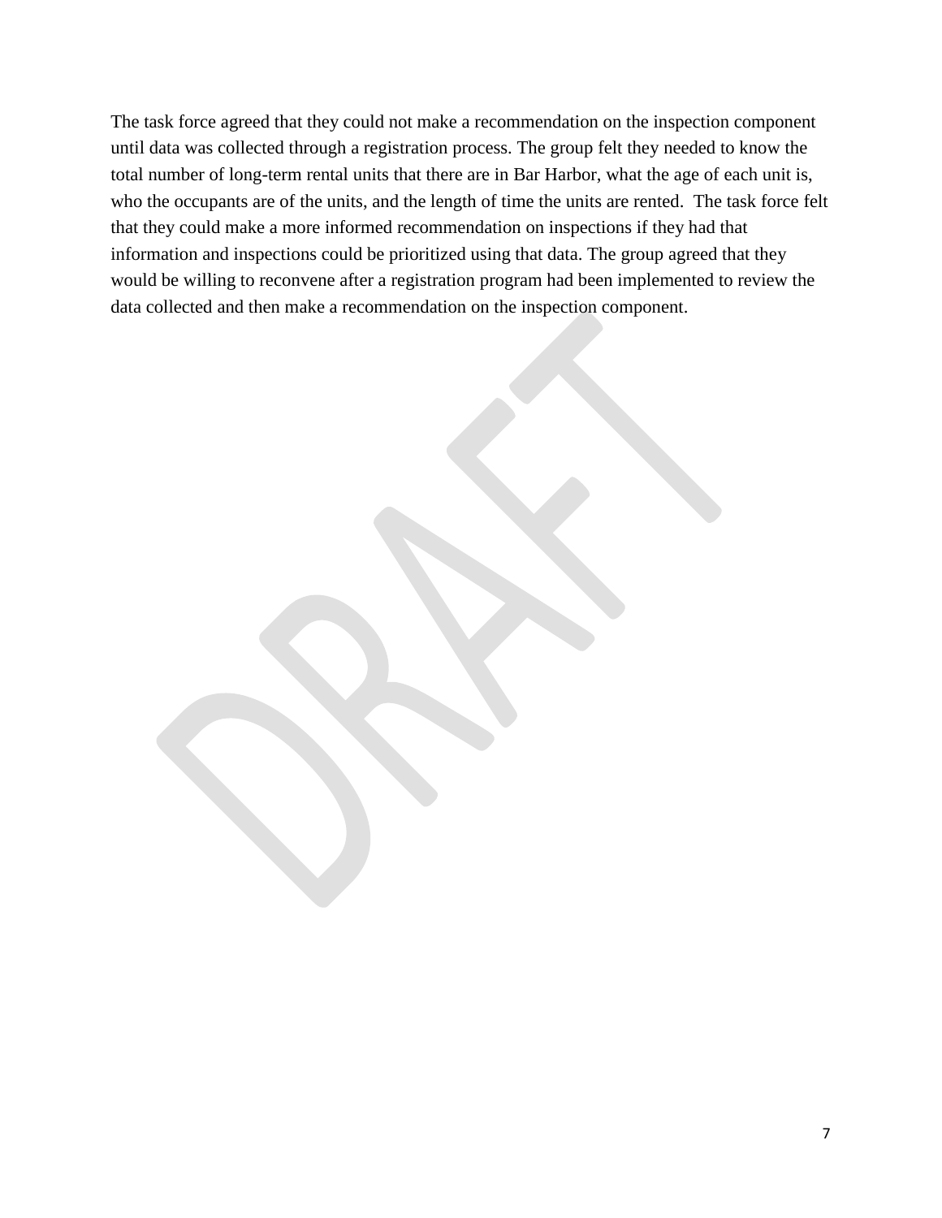The task force agreed that they could not make a recommendation on the inspection component until data was collected through a registration process. The group felt they needed to know the total number of long-term rental units that there are in Bar Harbor, what the age of each unit is, who the occupants are of the units, and the length of time the units are rented. The task force felt that they could make a more informed recommendation on inspections if they had that information and inspections could be prioritized using that data. The group agreed that they would be willing to reconvene after a registration program had been implemented to review the data collected and then make a recommendation on the inspection component.